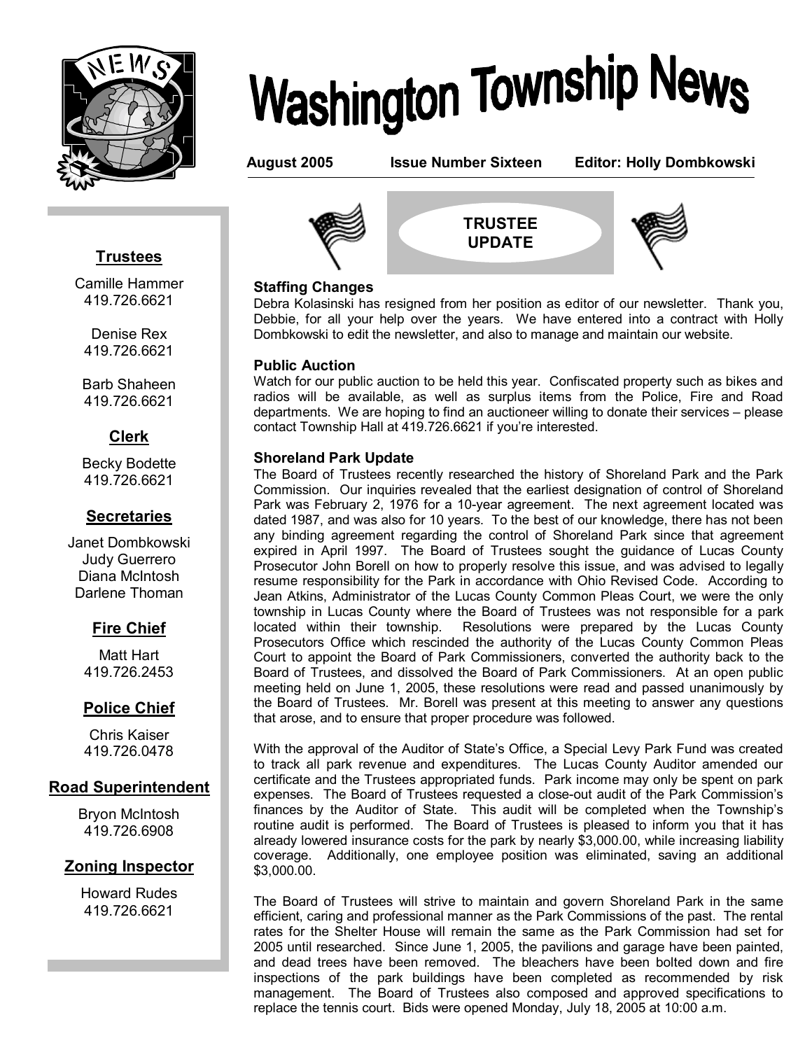# Washington Township News

**August 2005** **Issue Number Sixteen** **Editor: Holly Dombkowski**

## Trustees

Camille Hammer
419.726.6621

Denise Rex
419.726.6621

Barb Shaheen
419.726.6621

## Clerk

Becky Bodette
419.726.6621

## Secretaries

Janet Dombkowski
Judy Guerrero
Diana McIntosh
Darlene Thoman

## Fire Chief

Matt Hart
419.726.2453

## Police Chief

Chris Kaiser
419.726.0478

## Road Superintendent

Bryon McIntosh
419.726.6908

## Zoning Inspector

Howard Rudes
419.726.6621

## TRUSTEE UPDATE

### Staffing Changes

Debra Kolasinski has resigned from her position as editor of our newsletter. Thank you, Debbie, for all your help over the years. We have entered into a contract with Holly Dombkowski to edit the newsletter, and also to manage and maintain our website.

### Public Auction

Watch for our public auction to be held this year. Confiscated property such as bikes and radios will be available, as well as surplus items from the Police, Fire and Road departments. We are hoping to find an auctioneer willing to donate their services – please contact Township Hall at 419.726.6621 if you're interested.

### Shoreland Park Update

The Board of Trustees recently researched the history of Shoreland Park and the Park Commission. Our inquiries revealed that the earliest designation of control of Shoreland Park was February 2, 1976 for a 10-year agreement. The next agreement located was dated 1987, and was also for 10 years. To the best of our knowledge, there has not been any binding agreement regarding the control of Shoreland Park since that agreement expired in April 1997. The Board of Trustees sought the guidance of Lucas County Prosecutor John Borell on how to properly resolve this issue, and was advised to legally resume responsibility for the Park in accordance with Ohio Revised Code. According to Jean Atkins, Administrator of the Lucas County Common Pleas Court, we were the only township in Lucas County where the Board of Trustees was not responsible for a park located within their township. Resolutions were prepared by the Lucas County Prosecutors Office which rescinded the authority of the Lucas County Common Pleas Court to appoint the Board of Park Commissioners, converted the authority back to the Board of Trustees, and dissolved the Board of Park Commissioners. At an open public meeting held on June 1, 2005, these resolutions were read and passed unanimously by the Board of Trustees. Mr. Borell was present at this meeting to answer any questions that arose, and to ensure that proper procedure was followed.

With the approval of the Auditor of State's Office, a Special Levy Park Fund was created to track all park revenue and expenditures. The Lucas County Auditor amended our certificate and the Trustees appropriated funds. Park income may only be spent on park expenses. The Board of Trustees requested a close-out audit of the Park Commission's finances by the Auditor of State. This audit will be completed when the Township's routine audit is performed. The Board of Trustees is pleased to inform you that it has already lowered insurance costs for the park by nearly $3,000.00, while increasing liability coverage. Additionally, one employee position was eliminated, saving an additional $3,000.00.

The Board of Trustees will strive to maintain and govern Shoreland Park in the same efficient, caring and professional manner as the Park Commissions of the past. The rental rates for the Shelter House will remain the same as the Park Commission had set for 2005 until researched. Since June 1, 2005, the pavilions and garage have been painted, and dead trees have been removed. The bleachers have been bolted down and fire inspections of the park buildings have been completed as recommended by risk management. The Board of Trustees also composed and approved specifications to replace the tennis court. Bids were opened Monday, July 18, 2005 at 10:00 a.m.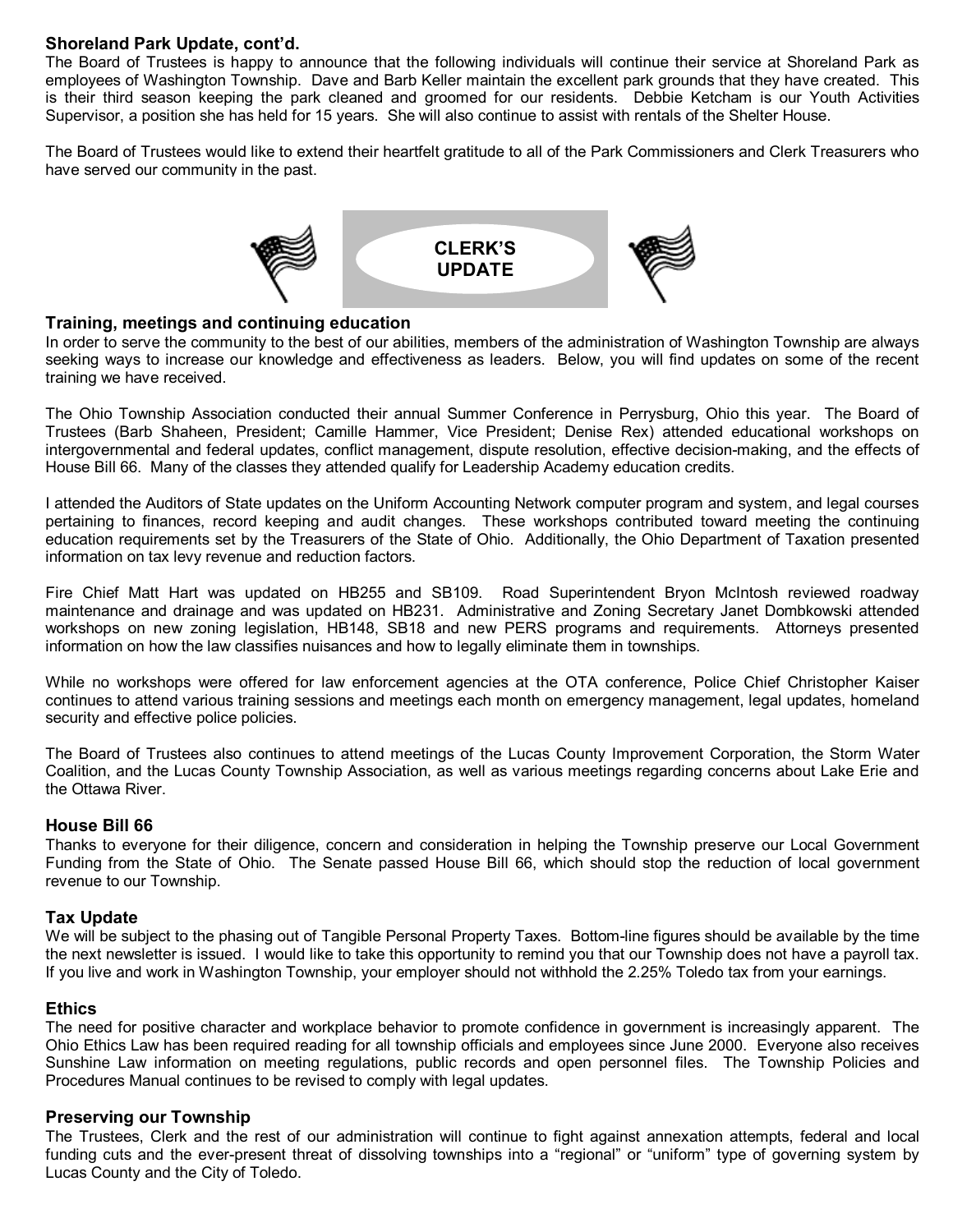### Shoreland Park Update, cont'd.

The Board of Trustees is happy to announce that the following individuals will continue their service at Shoreland Park as employees of Washington Township. Dave and Barb Keller maintain the excellent park grounds that they have created. This is their third season keeping the park cleaned and groomed for our residents. Debbie Ketcham is our Youth Activities Supervisor, a position she has held for 15 years. She will also continue to assist with rentals of the Shelter House.

The Board of Trustees would like to extend their heartfelt gratitude to all of the Park Commissioners and Clerk Treasurers who have served our community in the past.

## CLERK'S UPDATE

### Training, meetings and continuing education

In order to serve the community to the best of our abilities, members of the administration of Washington Township are always seeking ways to increase our knowledge and effectiveness as leaders. Below, you will find updates on some of the recent training we have received.

The Ohio Township Association conducted their annual Summer Conference in Perrysburg, Ohio this year. The Board of Trustees (Barb Shaheen, President; Camille Hammer, Vice President; Denise Rex) attended educational workshops on intergovernmental and federal updates, conflict management, dispute resolution, effective decision-making, and the effects of House Bill 66. Many of the classes they attended qualify for Leadership Academy education credits.

I attended the Auditors of State updates on the Uniform Accounting Network computer program and system, and legal courses pertaining to finances, record keeping and audit changes. These workshops contributed toward meeting the continuing education requirements set by the Treasurers of the State of Ohio. Additionally, the Ohio Department of Taxation presented information on tax levy revenue and reduction factors.

Fire Chief Matt Hart was updated on HB255 and SB109. Road Superintendent Bryon McIntosh reviewed roadway maintenance and drainage and was updated on HB231. Administrative and Zoning Secretary Janet Dombkowski attended workshops on new zoning legislation, HB148, SB18 and new PERS programs and requirements. Attorneys presented information on how the law classifies nuisances and how to legally eliminate them in townships.

While no workshops were offered for law enforcement agencies at the OTA conference, Police Chief Christopher Kaiser continues to attend various training sessions and meetings each month on emergency management, legal updates, homeland security and effective police policies.

The Board of Trustees also continues to attend meetings of the Lucas County Improvement Corporation, the Storm Water Coalition, and the Lucas County Township Association, as well as various meetings regarding concerns about Lake Erie and the Ottawa River.

### House Bill 66

Thanks to everyone for their diligence, concern and consideration in helping the Township preserve our Local Government Funding from the State of Ohio. The Senate passed House Bill 66, which should stop the reduction of local government revenue to our Township.

### Tax Update

We will be subject to the phasing out of Tangible Personal Property Taxes. Bottom-line figures should be available by the time the next newsletter is issued. I would like to take this opportunity to remind you that our Township does not have a payroll tax. If you live and work in Washington Township, your employer should not withhold the 2.25% Toledo tax from your earnings.

### Ethics

The need for positive character and workplace behavior to promote confidence in government is increasingly apparent. The Ohio Ethics Law has been required reading for all township officials and employees since June 2000. Everyone also receives Sunshine Law information on meeting regulations, public records and open personnel files. The Township Policies and Procedures Manual continues to be revised to comply with legal updates.

### Preserving our Township

The Trustees, Clerk and the rest of our administration will continue to fight against annexation attempts, federal and local funding cuts and the ever-present threat of dissolving townships into a "regional" or "uniform" type of governing system by Lucas County and the City of Toledo.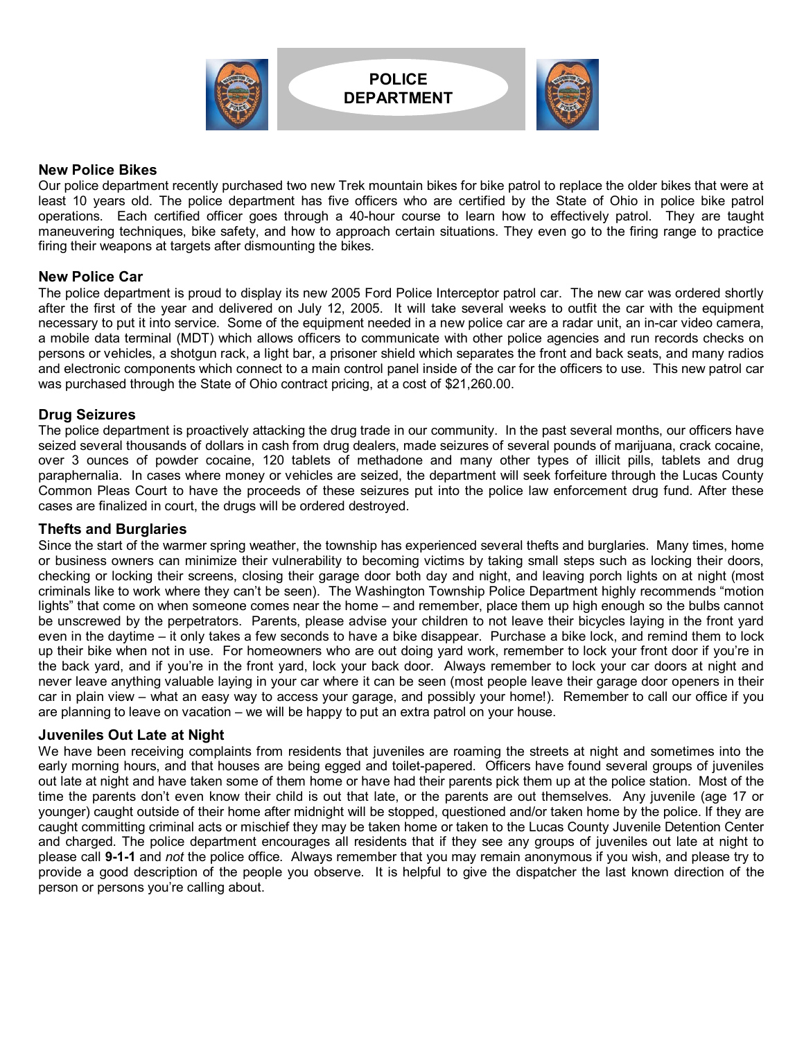# POLICE DEPARTMENT

## New Police Bikes

Our police department recently purchased two new Trek mountain bikes for bike patrol to replace the older bikes that were at least 10 years old. The police department has five officers who are certified by the State of Ohio in police bike patrol operations. Each certified officer goes through a 40-hour course to learn how to effectively patrol. They are taught maneuvering techniques, bike safety, and how to approach certain situations. They even go to the firing range to practice firing their weapons at targets after dismounting the bikes.

## New Police Car

The police department is proud to display its new 2005 Ford Police Interceptor patrol car. The new car was ordered shortly after the first of the year and delivered on July 12, 2005. It will take several weeks to outfit the car with the equipment necessary to put it into service. Some of the equipment needed in a new police car are a radar unit, an in-car video camera, a mobile data terminal (MDT) which allows officers to communicate with other police agencies and run records checks on persons or vehicles, a shotgun rack, a light bar, a prisoner shield which separates the front and back seats, and many radios and electronic components which connect to a main control panel inside of the car for the officers to use. This new patrol car was purchased through the State of Ohio contract pricing, at a cost of $21,260.00.

## Drug Seizures

The police department is proactively attacking the drug trade in our community. In the past several months, our officers have seized several thousands of dollars in cash from drug dealers, made seizures of several pounds of marijuana, crack cocaine, over 3 ounces of powder cocaine, 120 tablets of methadone and many other types of illicit pills, tablets and drug paraphernalia. In cases where money or vehicles are seized, the department will seek forfeiture through the Lucas County Common Pleas Court to have the proceeds of these seizures put into the police law enforcement drug fund. After these cases are finalized in court, the drugs will be ordered destroyed.

## Thefts and Burglaries

Since the start of the warmer spring weather, the township has experienced several thefts and burglaries. Many times, home or business owners can minimize their vulnerability to becoming victims by taking small steps such as locking their doors, checking or locking their screens, closing their garage door both day and night, and leaving porch lights on at night (most criminals like to work where they can't be seen). The Washington Township Police Department highly recommends "motion lights" that come on when someone comes near the home – and remember, place them up high enough so the bulbs cannot be unscrewed by the perpetrators. Parents, please advise your children to not leave their bicycles laying in the front yard even in the daytime – it only takes a few seconds to have a bike disappear. Purchase a bike lock, and remind them to lock up their bike when not in use. For homeowners who are out doing yard work, remember to lock your front door if you're in the back yard, and if you're in the front yard, lock your back door. Always remember to lock your car doors at night and never leave anything valuable laying in your car where it can be seen (most people leave their garage door openers in their car in plain view – what an easy way to access your garage, and possibly your home!). Remember to call our office if you are planning to leave on vacation – we will be happy to put an extra patrol on your house.

## Juveniles Out Late at Night

We have been receiving complaints from residents that juveniles are roaming the streets at night and sometimes into the early morning hours, and that houses are being egged and toilet-papered. Officers have found several groups of juveniles out late at night and have taken some of them home or have had their parents pick them up at the police station. Most of the time the parents don't even know their child is out that late, or the parents are out themselves. Any juvenile (age 17 or younger) caught outside of their home after midnight will be stopped, questioned and/or taken home by the police. If they are caught committing criminal acts or mischief they may be taken home or taken to the Lucas County Juvenile Detention Center and charged. The police department encourages all residents that if they see any groups of juveniles out late at night to please call **9-1-1** and *not* the police office. Always remember that you may remain anonymous if you wish, and please try to provide a good description of the people you observe. It is helpful to give the dispatcher the last known direction of the person or persons you're calling about.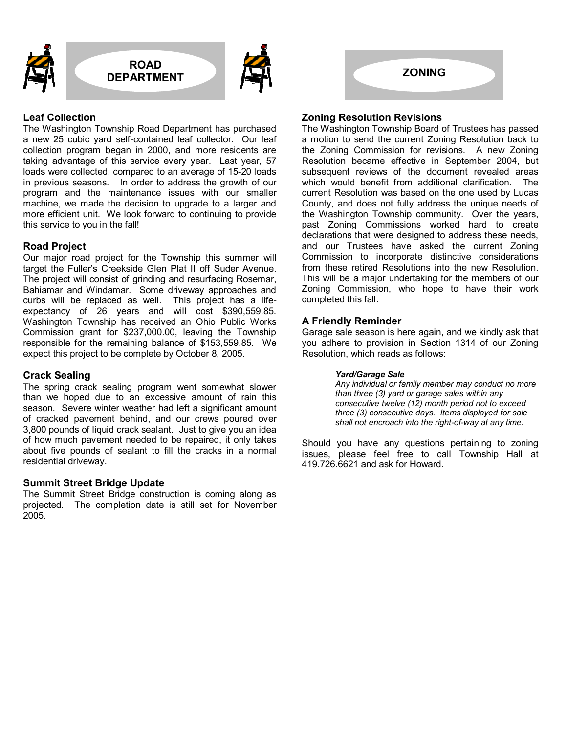# ROAD DEPARTMENT

### Leaf Collection

The Washington Township Road Department has purchased a new 25 cubic yard self-contained leaf collector. Our leaf collection program began in 2000, and more residents are taking advantage of this service every year. Last year, 57 loads were collected, compared to an average of 15-20 loads in previous seasons. In order to address the growth of our program and the maintenance issues with our smaller machine, we made the decision to upgrade to a larger and more efficient unit. We look forward to continuing to provide this service to you in the fall!

### Road Project

Our major road project for the Township this summer will target the Fuller's Creekside Glen Plat II off Suder Avenue. The project will consist of grinding and resurfacing Rosemar, Bahiamar and Windamar. Some driveway approaches and curbs will be replaced as well. This project has a life-expectancy of 26 years and will cost $390,559.85. Washington Township has received an Ohio Public Works Commission grant for $237,000.00, leaving the Township responsible for the remaining balance of $153,559.85. We expect this project to be complete by October 8, 2005.

### Crack Sealing

The spring crack sealing program went somewhat slower than we hoped due to an excessive amount of rain this season. Severe winter weather had left a significant amount of cracked pavement behind, and our crews poured over 3,800 pounds of liquid crack sealant. Just to give you an idea of how much pavement needed to be repaired, it only takes about five pounds of sealant to fill the cracks in a normal residential driveway.

### Summit Street Bridge Update

The Summit Street Bridge construction is coming along as projected. The completion date is still set for November 2005.

# ZONING

### Zoning Resolution Revisions

The Washington Township Board of Trustees has passed a motion to send the current Zoning Resolution back to the Zoning Commission for revisions. A new Zoning Resolution became effective in September 2004, but subsequent reviews of the document revealed areas which would benefit from additional clarification. The current Resolution was based on the one used by Lucas County, and does not fully address the unique needs of the Washington Township community. Over the years, past Zoning Commissions worked hard to create declarations that were designed to address these needs, and our Trustees have asked the current Zoning Commission to incorporate distinctive considerations from these retired Resolutions into the new Resolution. This will be a major undertaking for the members of our Zoning Commission, who hope to have their work completed this fall.

### A Friendly Reminder

Garage sale season is here again, and we kindly ask that you adhere to provision in Section 1314 of our Zoning Resolution, which reads as follows:

> ***Yard/Garage Sale***
>
> *Any individual or family member may conduct no more than three (3) yard or garage sales within any consecutive twelve (12) month period not to exceed three (3) consecutive days. Items displayed for sale shall not encroach into the right-of-way at any time.*

Should you have any questions pertaining to zoning issues, please feel free to call Township Hall at 419.726.6621 and ask for Howard.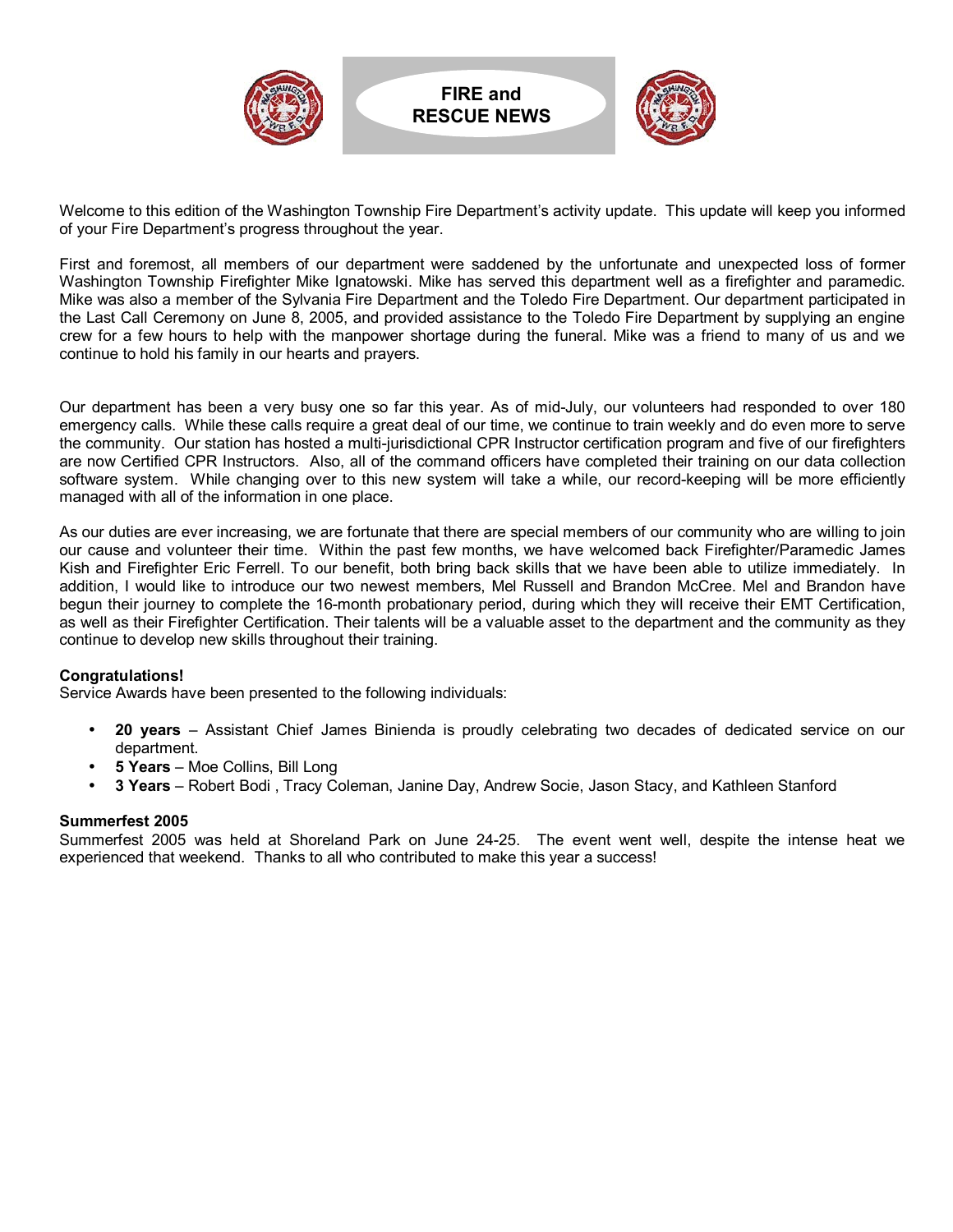# FIRE and RESCUE NEWS

Welcome to this edition of the Washington Township Fire Department's activity update. This update will keep you informed of your Fire Department's progress throughout the year.

First and foremost, all members of our department were saddened by the unfortunate and unexpected loss of former Washington Township Firefighter Mike Ignatowski. Mike has served this department well as a firefighter and paramedic. Mike was also a member of the Sylvania Fire Department and the Toledo Fire Department. Our department participated in the Last Call Ceremony on June 8, 2005, and provided assistance to the Toledo Fire Department by supplying an engine crew for a few hours to help with the manpower shortage during the funeral. Mike was a friend to many of us and we continue to hold his family in our hearts and prayers.

Our department has been a very busy one so far this year. As of mid-July, our volunteers had responded to over 180 emergency calls. While these calls require a great deal of our time, we continue to train weekly and do even more to serve the community. Our station has hosted a multi-jurisdictional CPR Instructor certification program and five of our firefighters are now Certified CPR Instructors. Also, all of the command officers have completed their training on our data collection software system. While changing over to this new system will take a while, our record-keeping will be more efficiently managed with all of the information in one place.

As our duties are ever increasing, we are fortunate that there are special members of our community who are willing to join our cause and volunteer their time. Within the past few months, we have welcomed back Firefighter/Paramedic James Kish and Firefighter Eric Ferrell. To our benefit, both bring back skills that we have been able to utilize immediately. In addition, I would like to introduce our two newest members, Mel Russell and Brandon McCree. Mel and Brandon have begun their journey to complete the 16-month probationary period, during which they will receive their EMT Certification, as well as their Firefighter Certification. Their talents will be a valuable asset to the department and the community as they continue to develop new skills throughout their training.

**Congratulations!**
Service Awards have been presented to the following individuals:

- **20 years** – Assistant Chief James Binienda is proudly celebrating two decades of dedicated service on our department.
- **5 Years** – Moe Collins, Bill Long
- **3 Years** – Robert Bodi , Tracy Coleman, Janine Day, Andrew Socie, Jason Stacy, and Kathleen Stanford

**Summerfest 2005**
Summerfest 2005 was held at Shoreland Park on June 24-25. The event went well, despite the intense heat we experienced that weekend. Thanks to all who contributed to make this year a success!